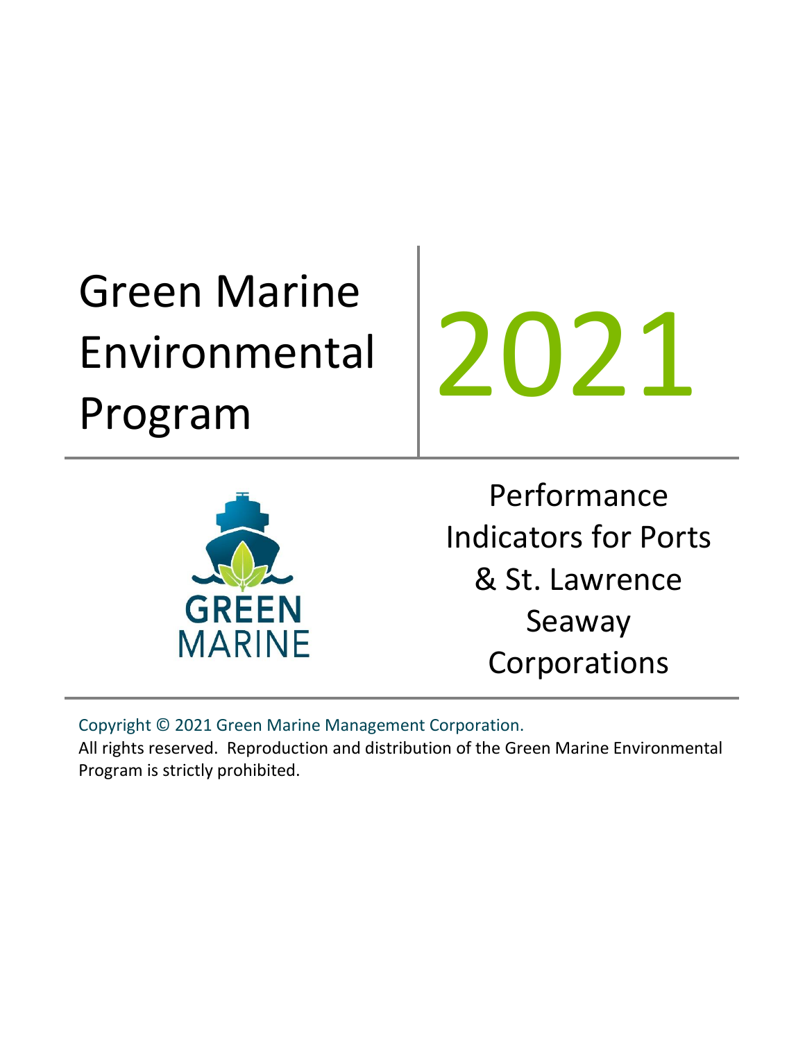# Green Marine Environmental Program

# 2021

GREEN MARINE

## Performance Indicators for Ports & St. Lawrence Seaway Corporations

Copyright © 2021 Green Marine Management Corporation.

All rights reserved. Reproduction and distribution of the Green Marine Environmental Program is strictly prohibited.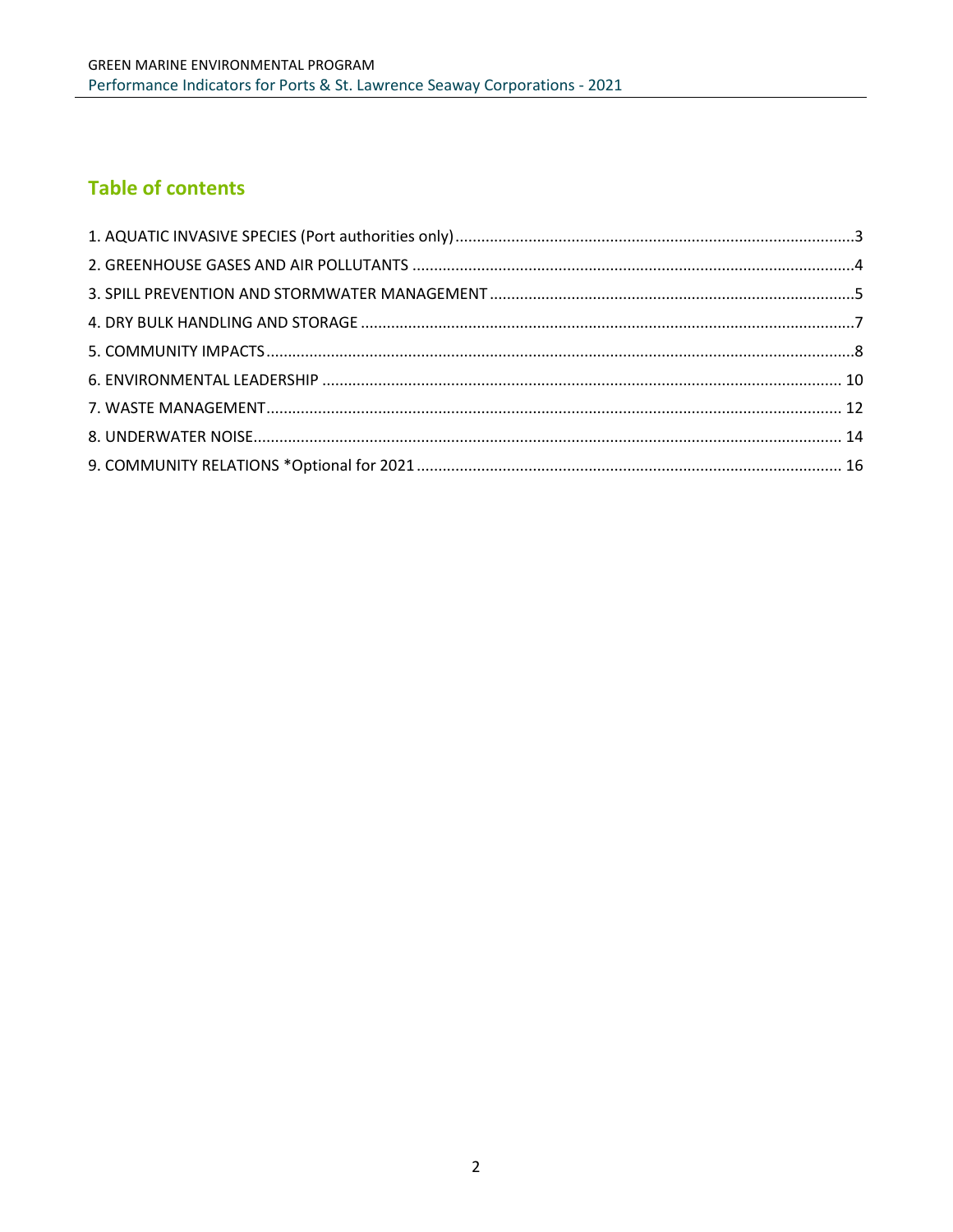## Table of contents

1. AQUATIC INVASIVE SPECIES (Port authorities only)............3
2. GREENHOUSE GASES AND AIR POLLUTANTS............4
3. SPILL PREVENTION AND STORMWATER MANAGEMENT............5
4. DRY BULK HANDLING AND STORAGE............7
5. COMMUNITY IMPACTS............8
6. ENVIRONMENTAL LEADERSHIP............10
7. WASTE MANAGEMENT............12
8. UNDERWATER NOISE............14
9. COMMUNITY RELATIONS *Optional for 2021............16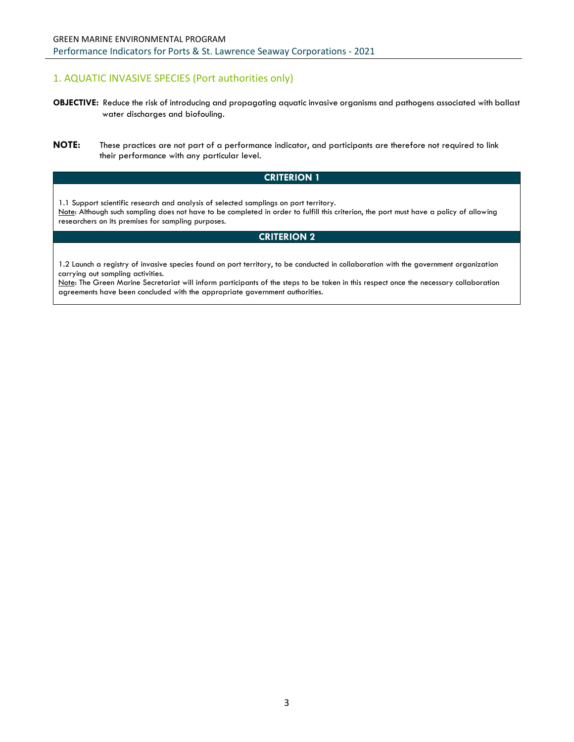## 1. AQUATIC INVASIVE SPECIES (Port authorities only)

**OBJECTIVE:** Reduce the risk of introducing and propagating aquatic invasive organisms and pathogens associated with ballast water discharges and biofouling.

**NOTE:** These practices are not part of a performance indicator, and participants are therefore not required to link their performance with any particular level.

| CRITERION 1 |
|---|
| 1.1 Support scientific research and analysis of selected samplings on port territory.<br>Note: Although such sampling does not have to be completed in order to fulfill this criterion, the port must have a policy of allowing researchers on its premises for sampling purposes. |
| **CRITERION 2** |
| 1.2 Launch a registry of invasive species found on port territory, to be conducted in collaboration with the government organization carrying out sampling activities.<br>Note: The Green Marine Secretariat will inform participants of the steps to be taken in this respect once the necessary collaboration agreements have been concluded with the appropriate government authorities. |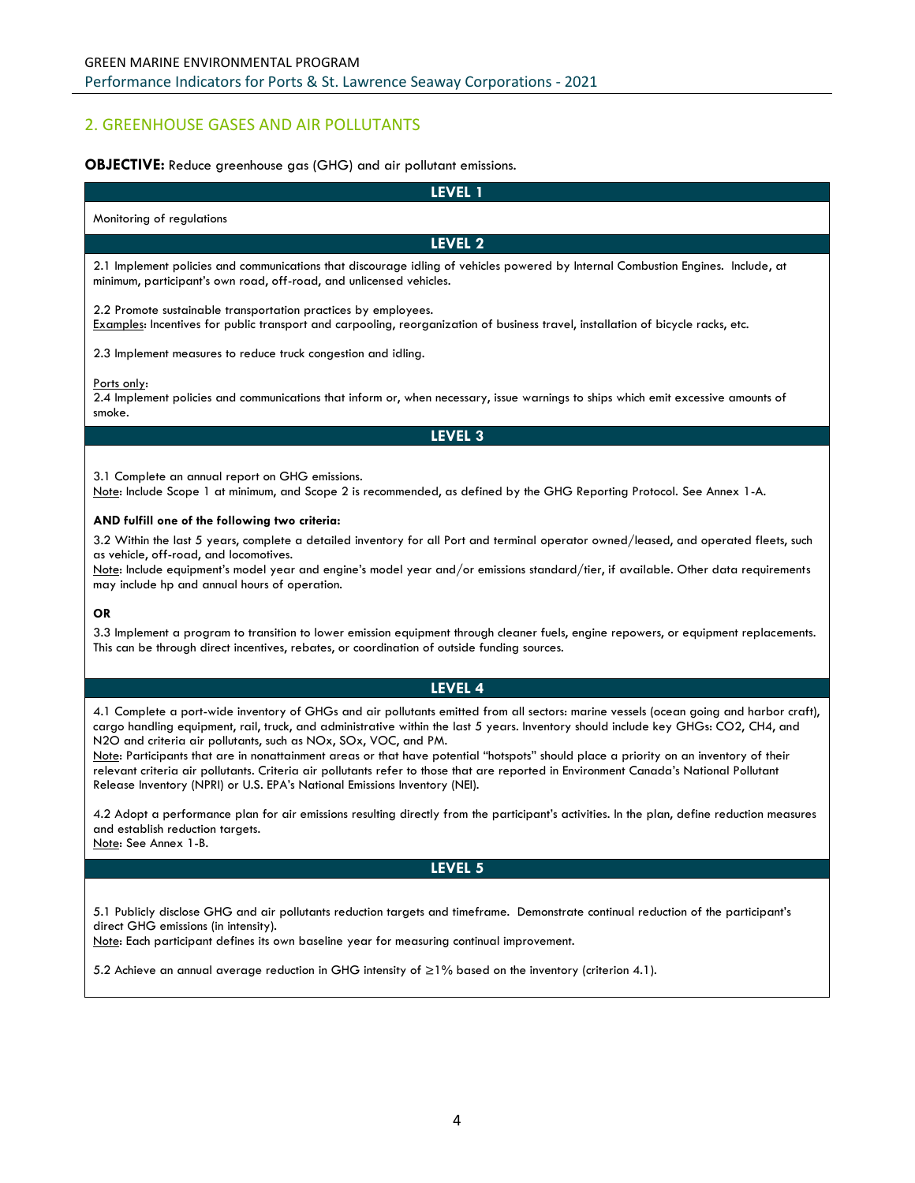## 2. GREENHOUSE GASES AND AIR POLLUTANTS

**OBJECTIVE:** Reduce greenhouse gas (GHG) and air pollutant emissions.

### LEVEL 1

Monitoring of regulations

### LEVEL 2

2.1 Implement policies and communications that discourage idling of vehicles powered by Internal Combustion Engines. Include, at minimum, participant's own road, off-road, and unlicensed vehicles.

2.2 Promote sustainable transportation practices by employees.
Examples: Incentives for public transport and carpooling, reorganization of business travel, installation of bicycle racks, etc.

2.3 Implement measures to reduce truck congestion and idling.

Ports only:
2.4 Implement policies and communications that inform or, when necessary, issue warnings to ships which emit excessive amounts of smoke.

### LEVEL 3

3.1 Complete an annual report on GHG emissions.
Note: Include Scope 1 at minimum, and Scope 2 is recommended, as defined by the GHG Reporting Protocol. See Annex 1-A.

**AND fulfill one of the following two criteria:**

3.2 Within the last 5 years, complete a detailed inventory for all Port and terminal operator owned/leased, and operated fleets, such as vehicle, off-road, and locomotives.
Note: Include equipment's model year and engine's model year and/or emissions standard/tier, if available. Other data requirements may include hp and annual hours of operation.

**OR**

3.3 Implement a program to transition to lower emission equipment through cleaner fuels, engine repowers, or equipment replacements. This can be through direct incentives, rebates, or coordination of outside funding sources.

### LEVEL 4

4.1 Complete a port-wide inventory of GHGs and air pollutants emitted from all sectors: marine vessels (ocean going and harbor craft), cargo handling equipment, rail, truck, and administrative within the last 5 years. Inventory should include key GHGs: $CO_2$, $CH_4$, and $N_2O$ and criteria air pollutants, such as $NO_x$, $SO_x$, VOC, and PM.
Note: Participants that are in nonattainment areas or that have potential "hotspots" should place a priority on an inventory of their relevant criteria air pollutants. Criteria air pollutants refer to those that are reported in Environment Canada's National Pollutant Release Inventory (NPRI) or U.S. EPA's National Emissions Inventory (NEI).

4.2 Adopt a performance plan for air emissions resulting directly from the participant's activities. In the plan, define reduction measures and establish reduction targets.
Note: See Annex 1-B.

### LEVEL 5

5.1 Publicly disclose GHG and air pollutants reduction targets and timeframe. Demonstrate continual reduction of the participant's direct GHG emissions (in intensity).
Note: Each participant defines its own baseline year for measuring continual improvement.

5.2 Achieve an annual average reduction in GHG intensity of $\geq 1\%$ based on the inventory (criterion 4.1).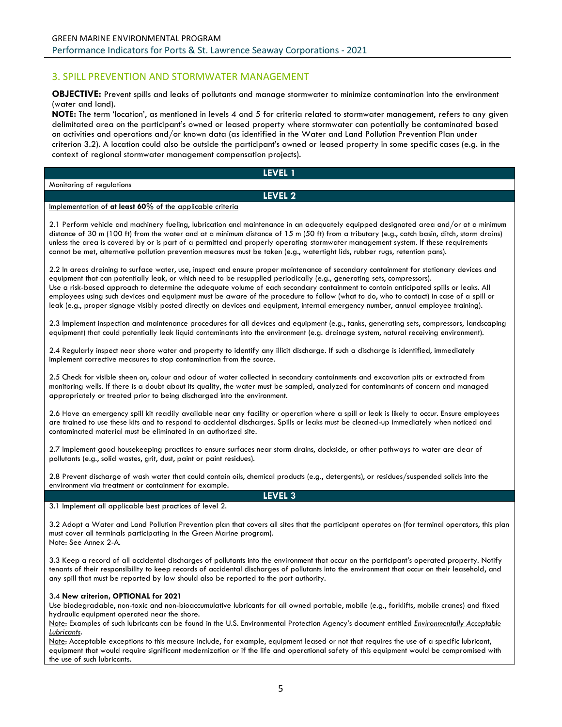## 3. SPILL PREVENTION AND STORMWATER MANAGEMENT

**OBJECTIVE:** Prevent spills and leaks of pollutants and manage stormwater to minimize contamination into the environment (water and land).

**NOTE:** The term 'location', as mentioned in levels 4 and 5 for criteria related to stormwater management, refers to any given delimitated area on the participant's owned or leased property where stormwater can potentially be contaminated based on activities and operations and/or known data (as identified in the Water and Land Pollution Prevention Plan under criterion 3.2). A location could also be outside the participant's owned or leased property in some specific cases (e.g. in the context of regional stormwater management compensation projects).

### LEVEL 1

Monitoring of regulations

### LEVEL 2

Implementation of **at least 60%** of the applicable criteria

2.1 Perform vehicle and machinery fueling, lubrication and maintenance in an adequately equipped designated area and/or at a minimum distance of 30 m (100 ft) from the water and at a minimum distance of 15 m (50 ft) from a tributary (e.g., catch basin, ditch, storm drains) unless the area is covered by or is part of a permitted and properly operating stormwater management system. If these requirements cannot be met, alternative pollution prevention measures must be taken (e.g., watertight lids, rubber rugs, retention pans).

2.2 In areas draining to surface water, use, inspect and ensure proper maintenance of secondary containment for stationary devices and equipment that can potentially leak, or which need to be resupplied periodically (e.g., generating sets, compressors). Use a risk-based approach to determine the adequate volume of each secondary containment to contain anticipated spills or leaks. All employees using such devices and equipment must be aware of the procedure to follow (what to do, who to contact) in case of a spill or leak (e.g., proper signage visibly posted directly on devices and equipment, internal emergency number, annual employee training).

2.3 Implement inspection and maintenance procedures for all devices and equipment (e.g., tanks, generating sets, compressors, landscaping equipment) that could potentially leak liquid contaminants into the environment (e.g. drainage system, natural receiving environment).

2.4 Regularly inspect near shore water and property to identify any illicit discharge. If such a discharge is identified, immediately implement corrective measures to stop contamination from the source.

2.5 Check for visible sheen on, colour and odour of water collected in secondary containments and excavation pits or extracted from monitoring wells. If there is a doubt about its quality, the water must be sampled, analyzed for contaminants of concern and managed appropriately or treated prior to being discharged into the environment.

2.6 Have an emergency spill kit readily available near any facility or operation where a spill or leak is likely to occur. Ensure employees are trained to use these kits and to respond to accidental discharges. Spills or leaks must be cleaned-up immediately when noticed and contaminated material must be eliminated in an authorized site.

2.7 Implement good housekeeping practices to ensure surfaces near storm drains, dockside, or other pathways to water are clear of pollutants (e.g., solid wastes, grit, dust, paint or paint residues).

2.8 Prevent discharge of wash water that could contain oils, chemical products (e.g., detergents), or residues/suspended solids into the environment via treatment or containment for example.

### LEVEL 3

3.1 Implement all applicable best practices of level 2.

3.2 Adopt a Water and Land Pollution Prevention plan that covers all sites that the participant operates on (for terminal operators, this plan must cover all terminals participating in the Green Marine program).
Note: See Annex 2-A.

3.3 Keep a record of all accidental discharges of pollutants into the environment that occur on the participant's operated property. Notify tenants of their responsibility to keep records of accidental discharges of pollutants into the environment that occur on their leasehold, and any spill that must be reported by law should also be reported to the port authority.

3.4 **New criterion, OPTIONAL for 2021**
Use biodegradable, non-toxic and non-bioaccumulative lubricants for all owned portable, mobile (e.g., forklifts, mobile cranes) and fixed hydraulic equipment operated near the shore.
Note: Examples of such lubricants can be found in the U.S. Environmental Protection Agency's document entitled *Environmentally Acceptable Lubricants*.
Note: Acceptable exceptions to this measure include, for example, equipment leased or not that requires the use of a specific lubricant, equipment that would require significant modernization or if the life and operational safety of this equipment would be compromised with the use of such lubricants.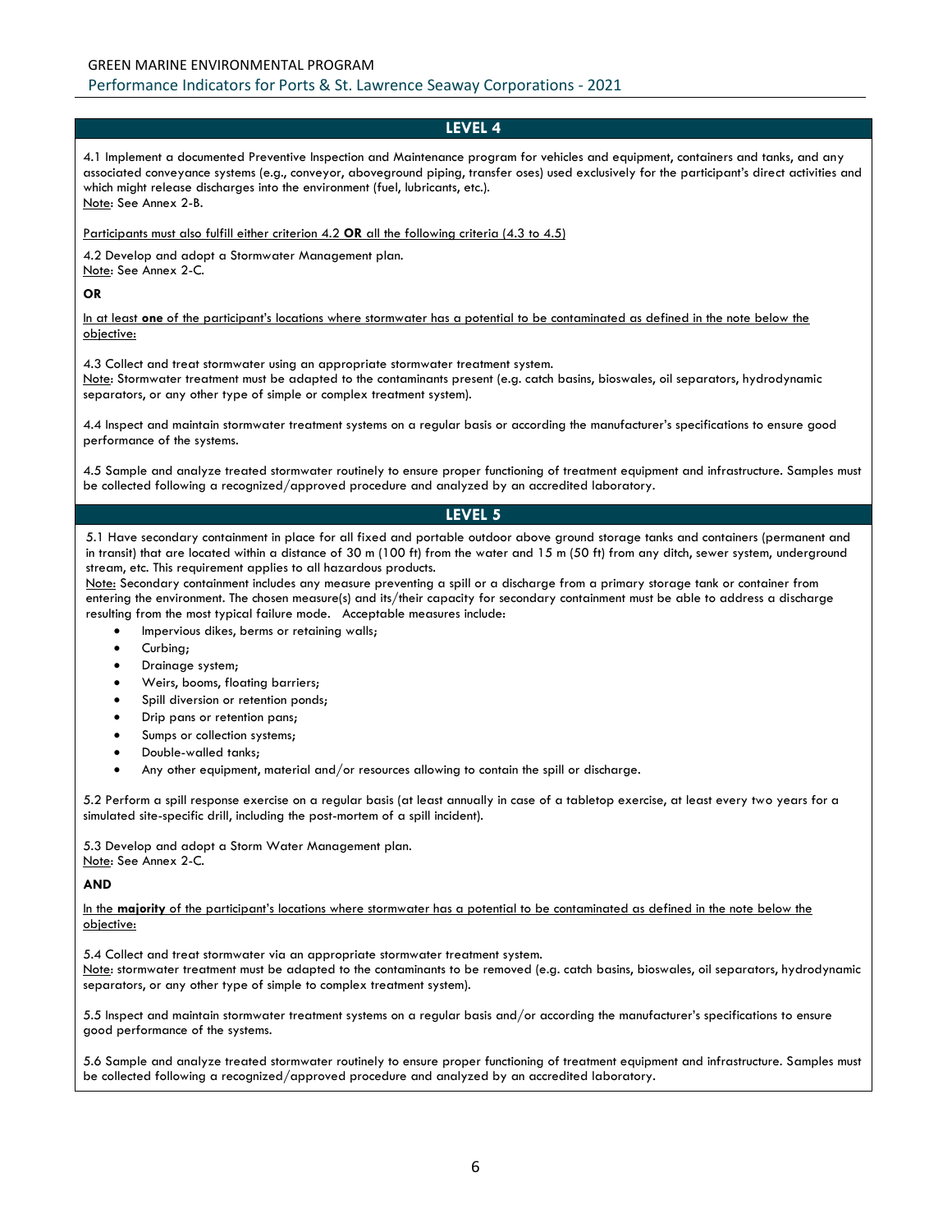## LEVEL 4

4.1 Implement a documented Preventive Inspection and Maintenance program for vehicles and equipment, containers and tanks, and any associated conveyance systems (e.g., conveyor, aboveground piping, transfer oses) used exclusively for the participant's direct activities and which might release discharges into the environment (fuel, lubricants, etc.).
Note: See Annex 2-B.

Participants must also fulfill either criterion 4.2 **OR** all the following criteria (4.3 to 4.5)

4.2 Develop and adopt a Stormwater Management plan.
Note: See Annex 2-C.

**OR**

In at least **one** of the participant's locations where stormwater has a potential to be contaminated as defined in the note below the objective:

4.3 Collect and treat stormwater using an appropriate stormwater treatment system.
Note: Stormwater treatment must be adapted to the contaminants present (e.g. catch basins, bioswales, oil separators, hydrodynamic separators, or any other type of simple or complex treatment system).

4.4 Inspect and maintain stormwater treatment systems on a regular basis or according the manufacturer's specifications to ensure good performance of the systems.

4.5 Sample and analyze treated stormwater routinely to ensure proper functioning of treatment equipment and infrastructure. Samples must be collected following a recognized/approved procedure and analyzed by an accredited laboratory.

## LEVEL 5

5.1 Have secondary containment in place for all fixed and portable outdoor above ground storage tanks and containers (permanent and in transit) that are located within a distance of 30 m (100 ft) from the water and 15 m (50 ft) from any ditch, sewer system, underground stream, etc. This requirement applies to all hazardous products.
Note: Secondary containment includes any measure preventing a spill or a discharge from a primary storage tank or container from entering the environment. The chosen measure(s) and its/their capacity for secondary containment must be able to address a discharge resulting from the most typical failure mode. Acceptable measures include:

- Impervious dikes, berms or retaining walls;
- Curbing;
- Drainage system;
- Weirs, booms, floating barriers;
- Spill diversion or retention ponds;
- Drip pans or retention pans;
- Sumps or collection systems;
- Double-walled tanks;
- Any other equipment, material and/or resources allowing to contain the spill or discharge.

5.2 Perform a spill response exercise on a regular basis (at least annually in case of a tabletop exercise, at least every two years for a simulated site-specific drill, including the post-mortem of a spill incident).

5.3 Develop and adopt a Storm Water Management plan.
Note: See Annex 2-C.

**AND**

In the **majority** of the participant's locations where stormwater has a potential to be contaminated as defined in the note below the objective:

5.4 Collect and treat stormwater via an appropriate stormwater treatment system.
Note: stormwater treatment must be adapted to the contaminants to be removed (e.g. catch basins, bioswales, oil separators, hydrodynamic separators, or any other type of simple to complex treatment system).

5.5 Inspect and maintain stormwater treatment systems on a regular basis and/or according the manufacturer's specifications to ensure good performance of the systems.

5.6 Sample and analyze treated stormwater routinely to ensure proper functioning of treatment equipment and infrastructure. Samples must be collected following a recognized/approved procedure and analyzed by an accredited laboratory.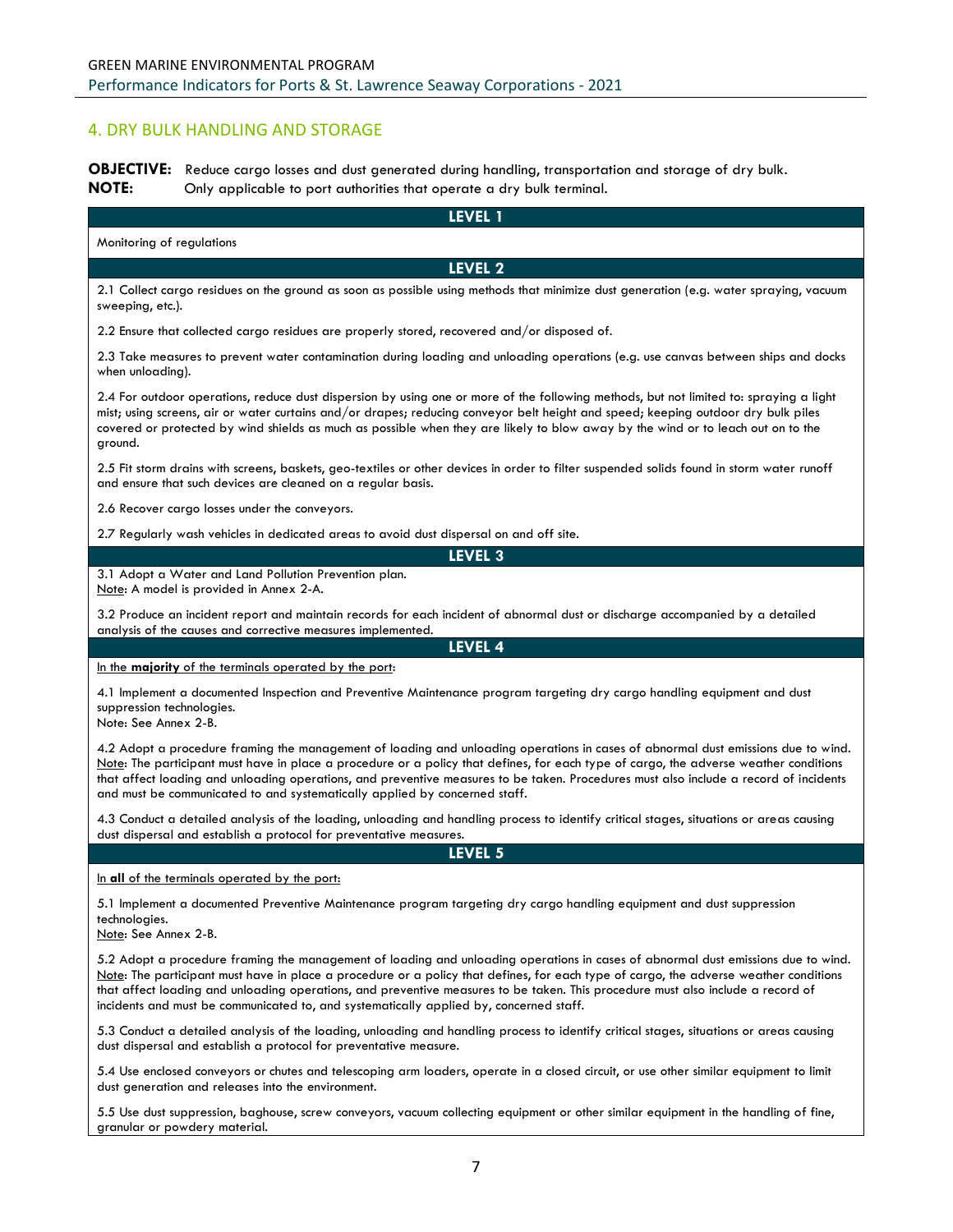## 4. DRY BULK HANDLING AND STORAGE

**OBJECTIVE:** Reduce cargo losses and dust generated during handling, transportation and storage of dry bulk.
**NOTE:** Only applicable to port authorities that operate a dry bulk terminal.

### LEVEL 1

Monitoring of regulations

### LEVEL 2

2.1 Collect cargo residues on the ground as soon as possible using methods that minimize dust generation (e.g. water spraying, vacuum sweeping, etc.).

2.2 Ensure that collected cargo residues are properly stored, recovered and/or disposed of.

2.3 Take measures to prevent water contamination during loading and unloading operations (e.g. use canvas between ships and docks when unloading).

2.4 For outdoor operations, reduce dust dispersion by using one or more of the following methods, but not limited to: spraying a light mist; using screens, air or water curtains and/or drapes; reducing conveyor belt height and speed; keeping outdoor dry bulk piles covered or protected by wind shields as much as possible when they are likely to blow away by the wind or to leach out on to the ground.

2.5 Fit storm drains with screens, baskets, geo-textiles or other devices in order to filter suspended solids found in storm water runoff and ensure that such devices are cleaned on a regular basis.

2.6 Recover cargo losses under the conveyors.

2.7 Regularly wash vehicles in dedicated areas to avoid dust dispersal on and off site.

### LEVEL 3

3.1 Adopt a Water and Land Pollution Prevention plan.
Note: A model is provided in Annex 2-A.

3.2 Produce an incident report and maintain records for each incident of abnormal dust or discharge accompanied by a detailed analysis of the causes and corrective measures implemented.

### LEVEL 4

In the **majority** of the terminals operated by the port:

4.1 Implement a documented Inspection and Preventive Maintenance program targeting dry cargo handling equipment and dust suppression technologies.
Note: See Annex 2-B.

4.2 Adopt a procedure framing the management of loading and unloading operations in cases of abnormal dust emissions due to wind. Note: The participant must have in place a procedure or a policy that defines, for each type of cargo, the adverse weather conditions that affect loading and unloading operations, and preventive measures to be taken. Procedures must also include a record of incidents and must be communicated to and systematically applied by concerned staff.

4.3 Conduct a detailed analysis of the loading, unloading and handling process to identify critical stages, situations or areas causing dust dispersal and establish a protocol for preventative measures.

### LEVEL 5

In **all** of the terminals operated by the port:

5.1 Implement a documented Preventive Maintenance program targeting dry cargo handling equipment and dust suppression technologies.
Note: See Annex 2-B.

5.2 Adopt a procedure framing the management of loading and unloading operations in cases of abnormal dust emissions due to wind. Note: The participant must have in place a procedure or a policy that defines, for each type of cargo, the adverse weather conditions that affect loading and unloading operations, and preventive measures to be taken. This procedure must also include a record of incidents and must be communicated to, and systematically applied by, concerned staff.

5.3 Conduct a detailed analysis of the loading, unloading and handling process to identify critical stages, situations or areas causing dust dispersal and establish a protocol for preventative measure.

5.4 Use enclosed conveyors or chutes and telescoping arm loaders, operate in a closed circuit, or use other similar equipment to limit dust generation and releases into the environment.

5.5 Use dust suppression, baghouse, screw conveyors, vacuum collecting equipment or other similar equipment in the handling of fine, granular or powdery material.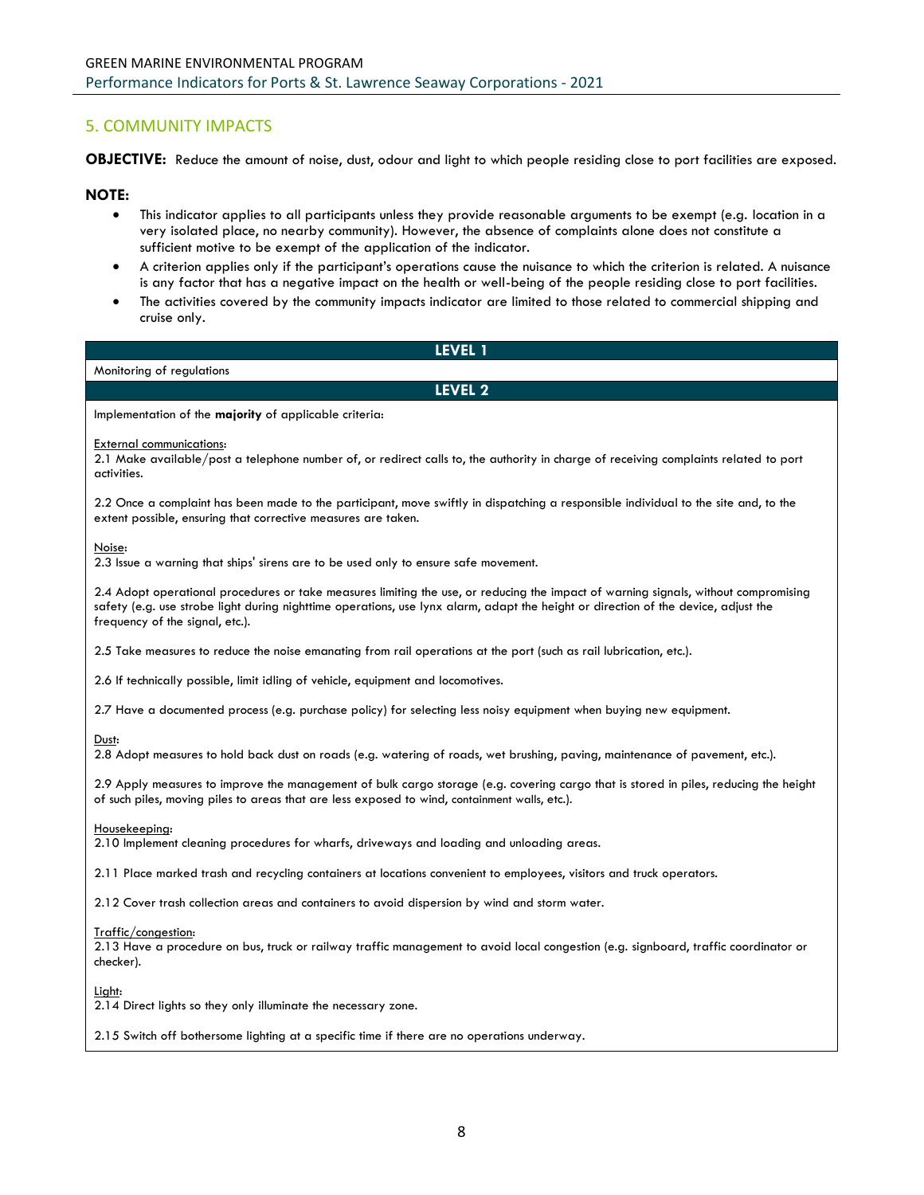## 5. COMMUNITY IMPACTS

**OBJECTIVE:** Reduce the amount of noise, dust, odour and light to which people residing close to port facilities are exposed.

**NOTE:**

- This indicator applies to all participants unless they provide reasonable arguments to be exempt (e.g. location in a very isolated place, no nearby community). However, the absence of complaints alone does not constitute a sufficient motive to be exempt of the application of the indicator.
- A criterion applies only if the participant's operations cause the nuisance to which the criterion is related. A nuisance is any factor that has a negative impact on the health or well-being of the people residing close to port facilities.
- The activities covered by the community impacts indicator are limited to those related to commercial shipping and cruise only.

| **LEVEL 1** |
|---|
| Monitoring of regulations |
| **LEVEL 2** |
| Implementation of the **majority** of applicable criteria:<br><br><u>External communications</u>:<br>2.1 Make available/post a telephone number of, or redirect calls to, the authority in charge of receiving complaints related to port activities.<br><br>2.2 Once a complaint has been made to the participant, move swiftly in dispatching a responsible individual to the site and, to the extent possible, ensuring that corrective measures are taken.<br><br><u>Noise</u>:<br>2.3 Issue a warning that ships' sirens are to be used only to ensure safe movement.<br><br>2.4 Adopt operational procedures or take measures limiting the use, or reducing the impact of warning signals, without compromising safety (e.g. use strobe light during nighttime operations, use lynx alarm, adapt the height or direction of the device, adjust the frequency of the signal, etc.).<br><br>2.5 Take measures to reduce the noise emanating from rail operations at the port (such as rail lubrication, etc.).<br><br>2.6 If technically possible, limit idling of vehicle, equipment and locomotives.<br><br>2.7 Have a documented process (e.g. purchase policy) for selecting less noisy equipment when buying new equipment.<br><br><u>Dust</u>:<br>2.8 Adopt measures to hold back dust on roads (e.g. watering of roads, wet brushing, paving, maintenance of pavement, etc.).<br><br>2.9 Apply measures to improve the management of bulk cargo storage (e.g. covering cargo that is stored in piles, reducing the height of such piles, moving piles to areas that are less exposed to wind, containment walls, etc.).<br><br><u>Housekeeping</u>:<br>2.10 Implement cleaning procedures for wharfs, driveways and loading and unloading areas.<br><br>2.11 Place marked trash and recycling containers at locations convenient to employees, visitors and truck operators.<br><br>2.12 Cover trash collection areas and containers to avoid dispersion by wind and storm water.<br><br><u>Traffic/congestion</u>:<br>2.13 Have a procedure on bus, truck or railway traffic management to avoid local congestion (e.g. signboard, traffic coordinator or checker).<br><br><u>Light</u>:<br>2.14 Direct lights so they only illuminate the necessary zone.<br><br>2.15 Switch off bothersome lighting at a specific time if there are no operations underway. |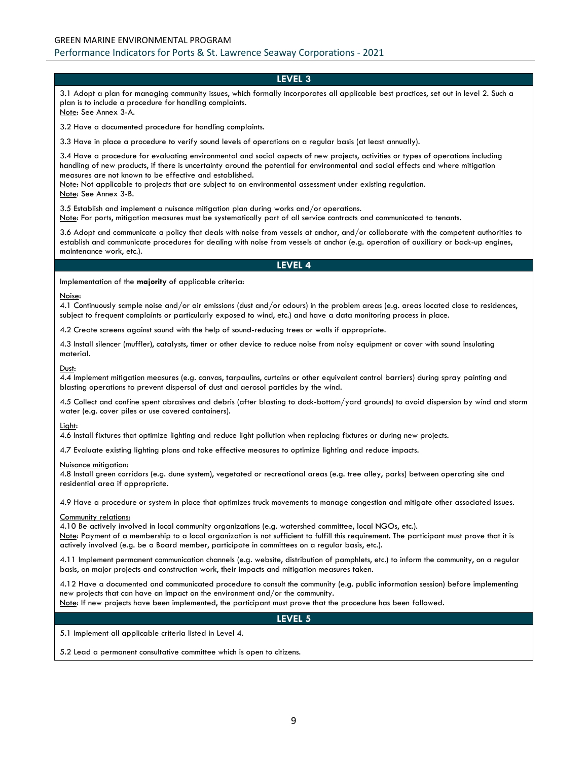## LEVEL 3

3.1 Adopt a plan for managing community issues, which formally incorporates all applicable best practices, set out in level 2. Such a plan is to include a procedure for handling complaints.
Note: See Annex 3-A.

3.2 Have a documented procedure for handling complaints.

3.3 Have in place a procedure to verify sound levels of operations on a regular basis (at least annually).

3.4 Have a procedure for evaluating environmental and social aspects of new projects, activities or types of operations including handling of new products, if there is uncertainty around the potential for environmental and social effects and where mitigation measures are not known to be effective and established.
Note: Not applicable to projects that are subject to an environmental assessment under existing regulation.
Note: See Annex 3-B.

3.5 Establish and implement a nuisance mitigation plan during works and/or operations.
Note: For ports, mitigation measures must be systematically part of all service contracts and communicated to tenants.

3.6 Adopt and communicate a policy that deals with noise from vessels at anchor, and/or collaborate with the competent authorities to establish and communicate procedures for dealing with noise from vessels at anchor (e.g. operation of auxiliary or back-up engines, maintenance work, etc.).

## LEVEL 4

Implementation of the **majority** of applicable criteria:

Noise:
4.1 Continuously sample noise and/or air emissions (dust and/or odours) in the problem areas (e.g. areas located close to residences, subject to frequent complaints or particularly exposed to wind, etc.) and have a data monitoring process in place.

4.2 Create screens against sound with the help of sound-reducing trees or walls if appropriate.

4.3 Install silencer (muffler), catalysts, timer or other device to reduce noise from noisy equipment or cover with sound insulating material.

Dust:
4.4 Implement mitigation measures (e.g. canvas, tarpaulins, curtains or other equivalent control barriers) during spray painting and blasting operations to prevent dispersal of dust and aerosol particles by the wind.

4.5 Collect and confine spent abrasives and debris (after blasting to dock-bottom/yard grounds) to avoid dispersion by wind and storm water (e.g. cover piles or use covered containers).

Light:
4.6 Install fixtures that optimize lighting and reduce light pollution when replacing fixtures or during new projects.

4.7 Evaluate existing lighting plans and take effective measures to optimize lighting and reduce impacts.

Nuisance mitigation:
4.8 Install green corridors (e.g. dune system), vegetated or recreational areas (e.g. tree alley, parks) between operating site and residential area if appropriate.

4.9 Have a procedure or system in place that optimizes truck movements to manage congestion and mitigate other associated issues.

Community relations:
4.10 Be actively involved in local community organizations (e.g. watershed committee, local NGOs, etc.).
Note: Payment of a membership to a local organization is not sufficient to fulfill this requirement. The participant must prove that it is actively involved (e.g. be a Board member, participate in committees on a regular basis, etc.).

4.11 Implement permanent communication channels (e.g. website, distribution of pamphlets, etc.) to inform the community, on a regular basis, on major projects and construction work, their impacts and mitigation measures taken.

4.12 Have a documented and communicated procedure to consult the community (e.g. public information session) before implementing new projects that can have an impact on the environment and/or the community.
Note: If new projects have been implemented, the participant must prove that the procedure has been followed.

## LEVEL 5

5.1 Implement all applicable criteria listed in Level 4.

5.2 Lead a permanent consultative committee which is open to citizens.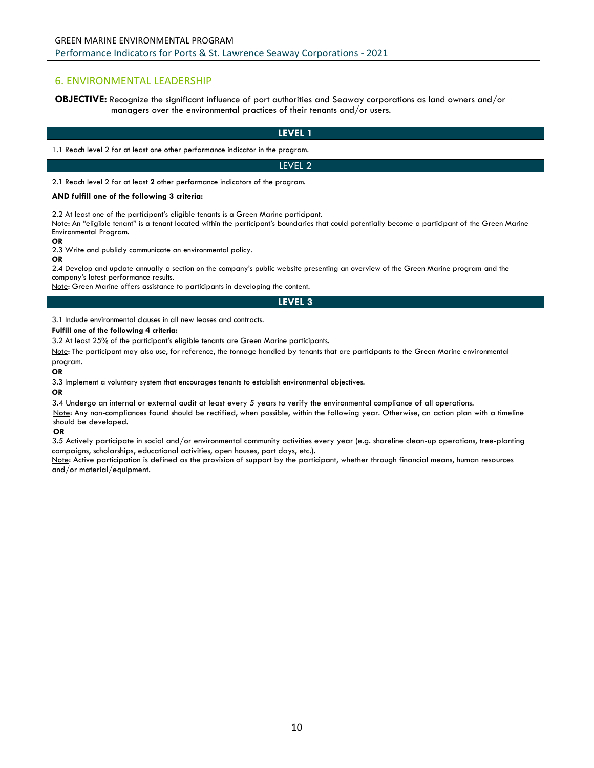## 6. ENVIRONMENTAL LEADERSHIP

**OBJECTIVE:** Recognize the significant influence of port authorities and Seaway corporations as land owners and/or managers over the environmental practices of their tenants and/or users.

### LEVEL 1

1.1 Reach level 2 for at least one other performance indicator in the program.

### LEVEL 2

2.1 Reach level 2 for at least **2** other performance indicators of the program.

**AND fulfill one of the following 3 criteria:**

2.2 At least one of the participant's eligible tenants is a Green Marine participant.
Note: An "eligible tenant" is a tenant located within the participant's boundaries that could potentially become a participant of the Green Marine Environmental Program.

**OR**

2.3 Write and publicly communicate an environmental policy.

**OR**

2.4 Develop and update annually a section on the company's public website presenting an overview of the Green Marine program and the company's latest performance results.
Note: Green Marine offers assistance to participants in developing the content.

### LEVEL 3

3.1 Include environmental clauses in all new leases and contracts.

**Fulfill one of the following 4 criteria:**

3.2 At least 25% of the participant's eligible tenants are Green Marine participants.
Note: The participant may also use, for reference, the tonnage handled by tenants that are participants to the Green Marine environmental program.

**OR**

3.3 Implement a voluntary system that encourages tenants to establish environmental objectives.

**OR**

3.4 Undergo an internal or external audit at least every 5 years to verify the environmental compliance of all operations.
Note: Any non-compliances found should be rectified, when possible, within the following year. Otherwise, an action plan with a timeline should be developed.

**OR**

3.5 Actively participate in social and/or environmental community activities every year (e.g. shoreline clean-up operations, tree-planting campaigns, scholarships, educational activities, open houses, port days, etc.).
Note: Active participation is defined as the provision of support by the participant, whether through financial means, human resources and/or material/equipment.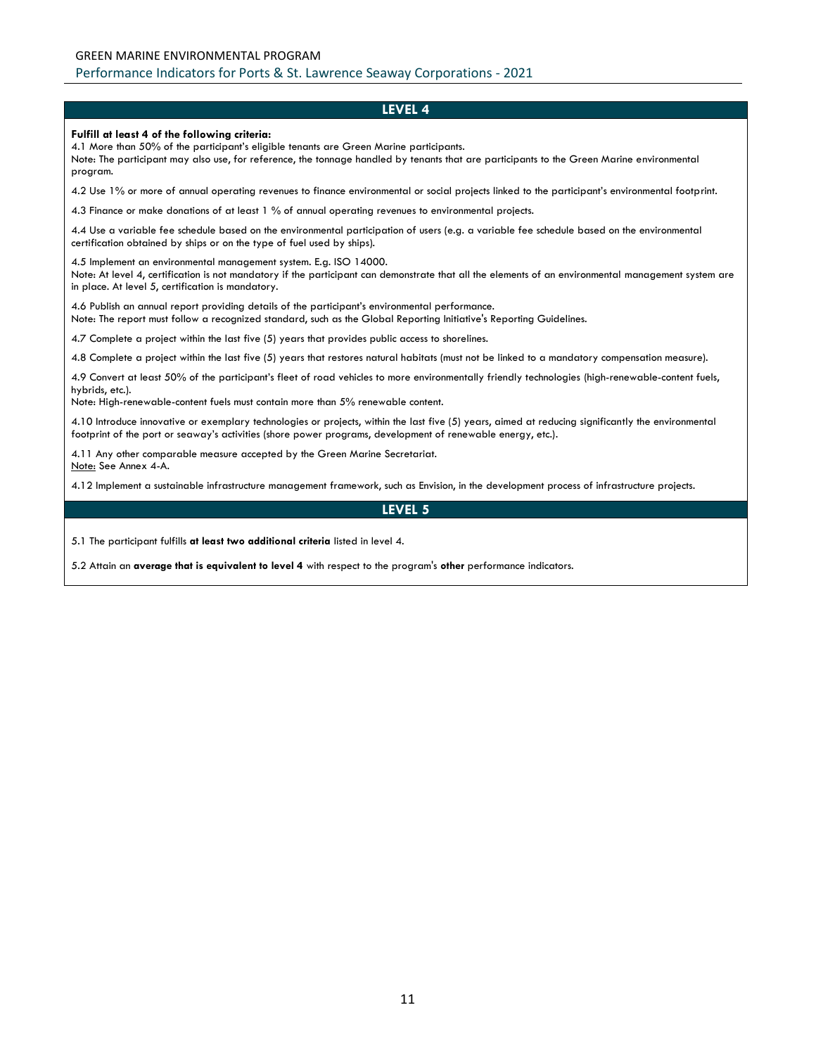## LEVEL 4

**Fulfill at least 4 of the following criteria:**

4.1 More than 50% of the participant's eligible tenants are Green Marine participants.
Note: The participant may also use, for reference, the tonnage handled by tenants that are participants to the Green Marine environmental program.

4.2 Use 1% or more of annual operating revenues to finance environmental or social projects linked to the participant's environmental footprint.

4.3 Finance or make donations of at least 1 % of annual operating revenues to environmental projects.

4.4 Use a variable fee schedule based on the environmental participation of users (e.g. a variable fee schedule based on the environmental certification obtained by ships or on the type of fuel used by ships).

4.5 Implement an environmental management system. E.g. ISO 14000.
Note: At level 4, certification is not mandatory if the participant can demonstrate that all the elements of an environmental management system are in place. At level 5, certification is mandatory.

4.6 Publish an annual report providing details of the participant's environmental performance.
Note: The report must follow a recognized standard, such as the Global Reporting Initiative's Reporting Guidelines.

4.7 Complete a project within the last five (5) years that provides public access to shorelines.

4.8 Complete a project within the last five (5) years that restores natural habitats (must not be linked to a mandatory compensation measure).

4.9 Convert at least 50% of the participant's fleet of road vehicles to more environmentally friendly technologies (high-renewable-content fuels, hybrids, etc.).
Note: High-renewable-content fuels must contain more than 5% renewable content.

4.10 Introduce innovative or exemplary technologies or projects, within the last five (5) years, aimed at reducing significantly the environmental footprint of the port or seaway's activities (shore power programs, development of renewable energy, etc.).

4.11 Any other comparable measure accepted by the Green Marine Secretariat.
Note: See Annex 4-A.

4.12 Implement a sustainable infrastructure management framework, such as Envision, in the development process of infrastructure projects.

## LEVEL 5

5.1 The participant fulfills **at least two additional criteria** listed in level 4.

5.2 Attain an **average that is equivalent to level 4** with respect to the program's **other** performance indicators.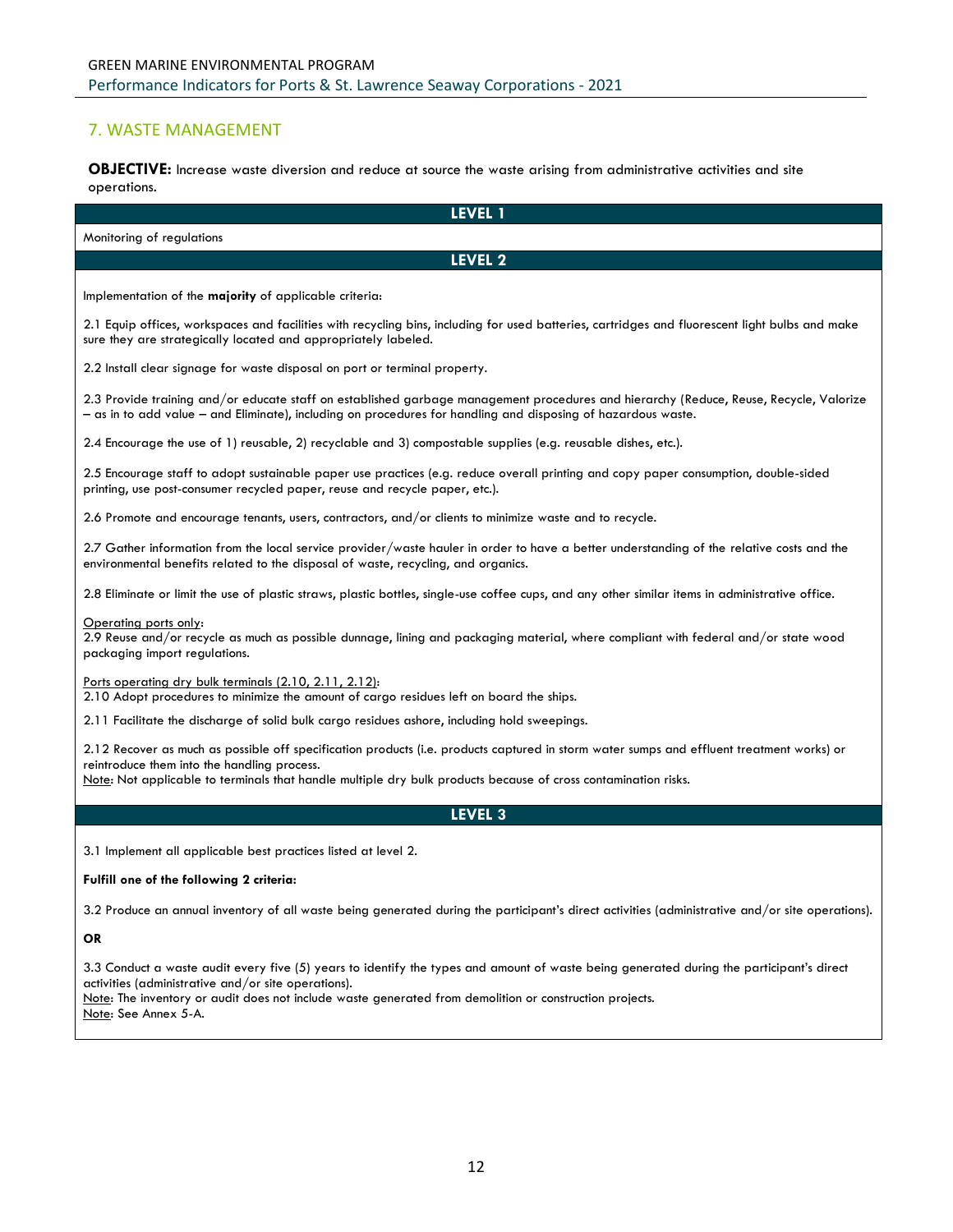## 7. WASTE MANAGEMENT

**OBJECTIVE:** Increase waste diversion and reduce at source the waste arising from administrative activities and site operations.

### LEVEL 1

Monitoring of regulations

### LEVEL 2

Implementation of the **majority** of applicable criteria:

2.1 Equip offices, workspaces and facilities with recycling bins, including for used batteries, cartridges and fluorescent light bulbs and make sure they are strategically located and appropriately labeled.

2.2 Install clear signage for waste disposal on port or terminal property.

2.3 Provide training and/or educate staff on established garbage management procedures and hierarchy (Reduce, Reuse, Recycle, Valorize – as in to add value – and Eliminate), including on procedures for handling and disposing of hazardous waste.

2.4 Encourage the use of 1) reusable, 2) recyclable and 3) compostable supplies (e.g. reusable dishes, etc.).

2.5 Encourage staff to adopt sustainable paper use practices (e.g. reduce overall printing and copy paper consumption, double-sided printing, use post-consumer recycled paper, reuse and recycle paper, etc.).

2.6 Promote and encourage tenants, users, contractors, and/or clients to minimize waste and to recycle.

2.7 Gather information from the local service provider/waste hauler in order to have a better understanding of the relative costs and the environmental benefits related to the disposal of waste, recycling, and organics.

2.8 Eliminate or limit the use of plastic straws, plastic bottles, single-use coffee cups, and any other similar items in administrative office.

Operating ports only:
2.9 Reuse and/or recycle as much as possible dunnage, lining and packaging material, where compliant with federal and/or state wood packaging import regulations.

Ports operating dry bulk terminals (2.10, 2.11, 2.12):
2.10 Adopt procedures to minimize the amount of cargo residues left on board the ships.

2.11 Facilitate the discharge of solid bulk cargo residues ashore, including hold sweepings.

2.12 Recover as much as possible off specification products (i.e. products captured in storm water sumps and effluent treatment works) or reintroduce them into the handling process.
Note: Not applicable to terminals that handle multiple dry bulk products because of cross contamination risks.

### LEVEL 3

3.1 Implement all applicable best practices listed at level 2.

**Fulfill one of the following 2 criteria:**

3.2 Produce an annual inventory of all waste being generated during the participant's direct activities (administrative and/or site operations).

**OR**

3.3 Conduct a waste audit every five (5) years to identify the types and amount of waste being generated during the participant's direct activities (administrative and/or site operations).
Note: The inventory or audit does not include waste generated from demolition or construction projects.
Note: See Annex 5-A.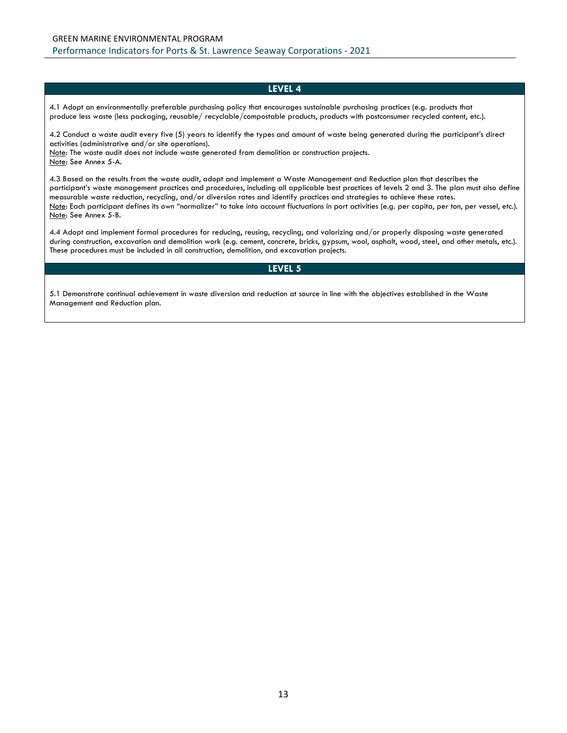## LEVEL 4

4.1 Adopt an environmentally preferable purchasing policy that encourages sustainable purchasing practices (e.g. products that produce less waste (less packaging, reusable/ recyclable/compostable products, products with postconsumer recycled content, etc.).

4.2 Conduct a waste audit every five (5) years to identify the types and amount of waste being generated during the participant's direct activities (administrative and/or site operations).
Note: The waste audit does not include waste generated from demolition or construction projects.
Note: See Annex 5-A.

4.3 Based on the results from the waste audit, adopt and implement a Waste Management and Reduction plan that describes the participant's waste management practices and procedures, including all applicable best practices of levels 2 and 3. The plan must also define measurable waste reduction, recycling, and/or diversion rates and identify practices and strategies to achieve these rates.
Note: Each participant defines its own "normalizer" to take into account fluctuations in port activities (e.g. per capita, per ton, per vessel, etc.).
Note: See Annex 5-B.

4.4 Adopt and implement formal procedures for reducing, reusing, recycling, and valorizing and/or properly disposing waste generated during construction, excavation and demolition work (e.g. cement, concrete, bricks, gypsum, wool, asphalt, wood, steel, and other metals, etc.). These procedures must be included in all construction, demolition, and excavation projects.

## LEVEL 5

5.1 Demonstrate continual achievement in waste diversion and reduction at source in line with the objectives established in the Waste Management and Reduction plan.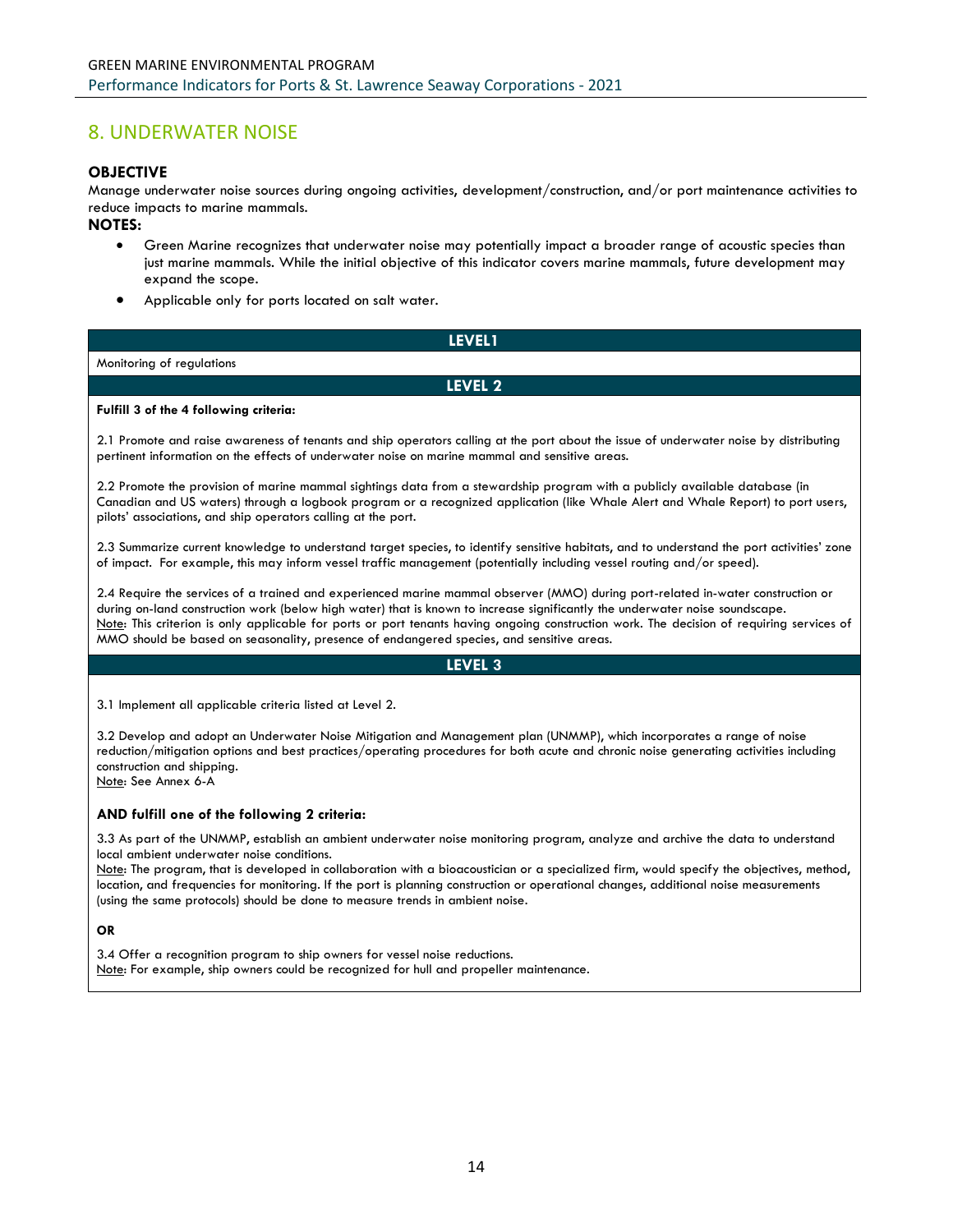## 8. UNDERWATER NOISE

**OBJECTIVE**

Manage underwater noise sources during ongoing activities, development/construction, and/or port maintenance activities to reduce impacts to marine mammals.

**NOTES:**

- Green Marine recognizes that underwater noise may potentially impact a broader range of acoustic species than just marine mammals. While the initial objective of this indicator covers marine mammals, future development may expand the scope.
- Applicable only for ports located on salt water.

| LEVEL1 |
| --- |
| Monitoring of regulations |
| **LEVEL 2** |
| **Fulfill 3 of the 4 following criteria:**<br><br>2.1 Promote and raise awareness of tenants and ship operators calling at the port about the issue of underwater noise by distributing pertinent information on the effects of underwater noise on marine mammal and sensitive areas.<br><br>2.2 Promote the provision of marine mammal sightings data from a stewardship program with a publicly available database (in Canadian and US waters) through a logbook program or a recognized application (like Whale Alert and Whale Report) to port users, pilots' associations, and ship operators calling at the port.<br><br>2.3 Summarize current knowledge to understand target species, to identify sensitive habitats, and to understand the port activities' zone of impact. For example, this may inform vessel traffic management (potentially including vessel routing and/or speed).<br><br>2.4 Require the services of a trained and experienced marine mammal observer (MMO) during port-related in-water construction or during on-land construction work (below high water) that is known to increase significantly the underwater noise soundscape.<br>Note: This criterion is only applicable for ports or port tenants having ongoing construction work. The decision of requiring services of MMO should be based on seasonality, presence of endangered species, and sensitive areas. |
| **LEVEL 3** |
| 3.1 Implement all applicable criteria listed at Level 2.<br><br>3.2 Develop and adopt an Underwater Noise Mitigation and Management plan (UNMMP), which incorporates a range of noise reduction/mitigation options and best practices/operating procedures for both acute and chronic noise generating activities including construction and shipping.<br>Note: See Annex 6-A<br><br>**AND fulfill one of the following 2 criteria:**<br><br>3.3 As part of the UNMMP, establish an ambient underwater noise monitoring program, analyze and archive the data to understand local ambient underwater noise conditions.<br>Note: The program, that is developed in collaboration with a bioacoustician or a specialized firm, would specify the objectives, method, location, and frequencies for monitoring. If the port is planning construction or operational changes, additional noise measurements (using the same protocols) should be done to measure trends in ambient noise.<br><br>**OR**<br><br>3.4 Offer a recognition program to ship owners for vessel noise reductions.<br>Note: For example, ship owners could be recognized for hull and propeller maintenance. |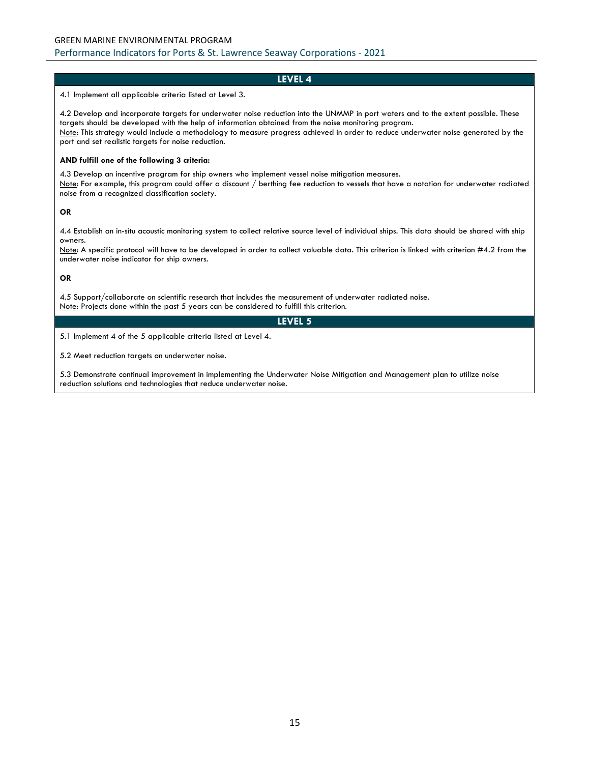## LEVEL 4

4.1 Implement all applicable criteria listed at Level 3.

4.2 Develop and incorporate targets for underwater noise reduction into the UNMMP in port waters and to the extent possible. These targets should be developed with the help of information obtained from the noise monitoring program.
Note: This strategy would include a methodology to measure progress achieved in order to reduce underwater noise generated by the port and set realistic targets for noise reduction.

**AND fulfill one of the following 3 criteria:**

4.3 Develop an incentive program for ship owners who implement vessel noise mitigation measures.
Note: For example, this program could offer a discount / berthing fee reduction to vessels that have a notation for underwater radiated noise from a recognized classification society.

**OR**

4.4 Establish an in-situ acoustic monitoring system to collect relative source level of individual ships. This data should be shared with ship owners.
Note: A specific protocol will have to be developed in order to collect valuable data. This criterion is linked with criterion #4.2 from the underwater noise indicator for ship owners.

**OR**

4.5 Support/collaborate on scientific research that includes the measurement of underwater radiated noise.
Note: Projects done within the past 5 years can be considered to fulfill this criterion.

## LEVEL 5

5.1 Implement 4 of the 5 applicable criteria listed at Level 4.

5.2 Meet reduction targets on underwater noise.

5.3 Demonstrate continual improvement in implementing the Underwater Noise Mitigation and Management plan to utilize noise reduction solutions and technologies that reduce underwater noise.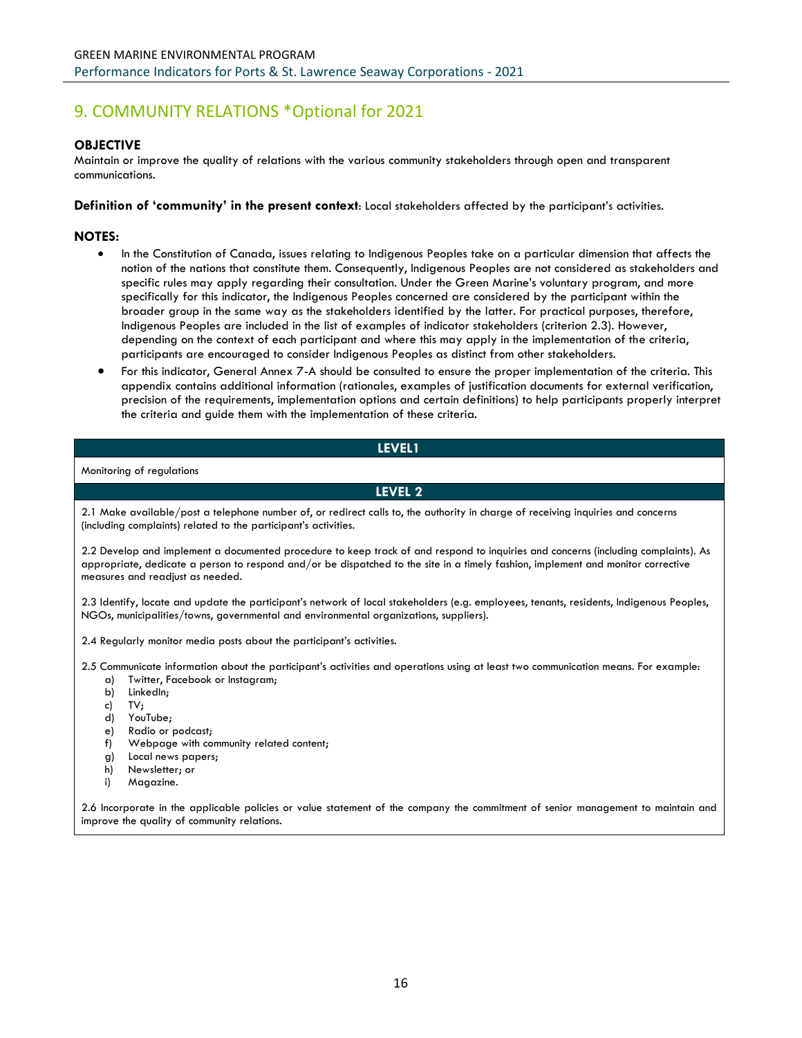# 9. COMMUNITY RELATIONS *Optional for 2021

**OBJECTIVE**
Maintain or improve the quality of relations with the various community stakeholders through open and transparent communications.

**Definition of 'community' in the present context**: Local stakeholders affected by the participant's activities.

**NOTES:**

- In the Constitution of Canada, issues relating to Indigenous Peoples take on a particular dimension that affects the notion of the nations that constitute them. Consequently, Indigenous Peoples are not considered as stakeholders and specific rules may apply regarding their consultation. Under the Green Marine's voluntary program, and more specifically for this indicator, the Indigenous Peoples concerned are considered by the participant within the broader group in the same way as the stakeholders identified by the latter. For practical purposes, therefore, Indigenous Peoples are included in the list of examples of indicator stakeholders (criterion 2.3). However, depending on the context of each participant and where this may apply in the implementation of the criteria, participants are encouraged to consider Indigenous Peoples as distinct from other stakeholders.
- For this indicator, General Annex 7-A should be consulted to ensure the proper implementation of the criteria. This appendix contains additional information (rationales, examples of justification documents for external verification, precision of the requirements, implementation options and certain definitions) to help participants properly interpret the criteria and guide them with the implementation of these criteria.

| LEVEL1 |
|---|
| Monitoring of regulations |
| **LEVEL 2** |
| 2.1 Make available/post a telephone number of, or redirect calls to, the authority in charge of receiving inquiries and concerns (including complaints) related to the participant's activities.<br><br>2.2 Develop and implement a documented procedure to keep track of and respond to inquiries and concerns (including complaints). As appropriate, dedicate a person to respond and/or be dispatched to the site in a timely fashion, implement and monitor corrective measures and readjust as needed.<br><br>2.3 Identify, locate and update the participant's network of local stakeholders (e.g. employees, tenants, residents, Indigenous Peoples, NGOs, municipalities/towns, governmental and environmental organizations, suppliers).<br><br>2.4 Regularly monitor media posts about the participant's activities.<br><br>2.5 Communicate information about the participant's activities and operations using at least two communication means. For example:<br>a) Twitter, Facebook or Instagram;<br>b) LinkedIn;<br>c) TV;<br>d) YouTube;<br>e) Radio or podcast;<br>f) Webpage with community related content;<br>g) Local news papers;<br>h) Newsletter; or<br>i) Magazine.<br><br>2.6 Incorporate in the applicable policies or value statement of the company the commitment of senior management to maintain and improve the quality of community relations. |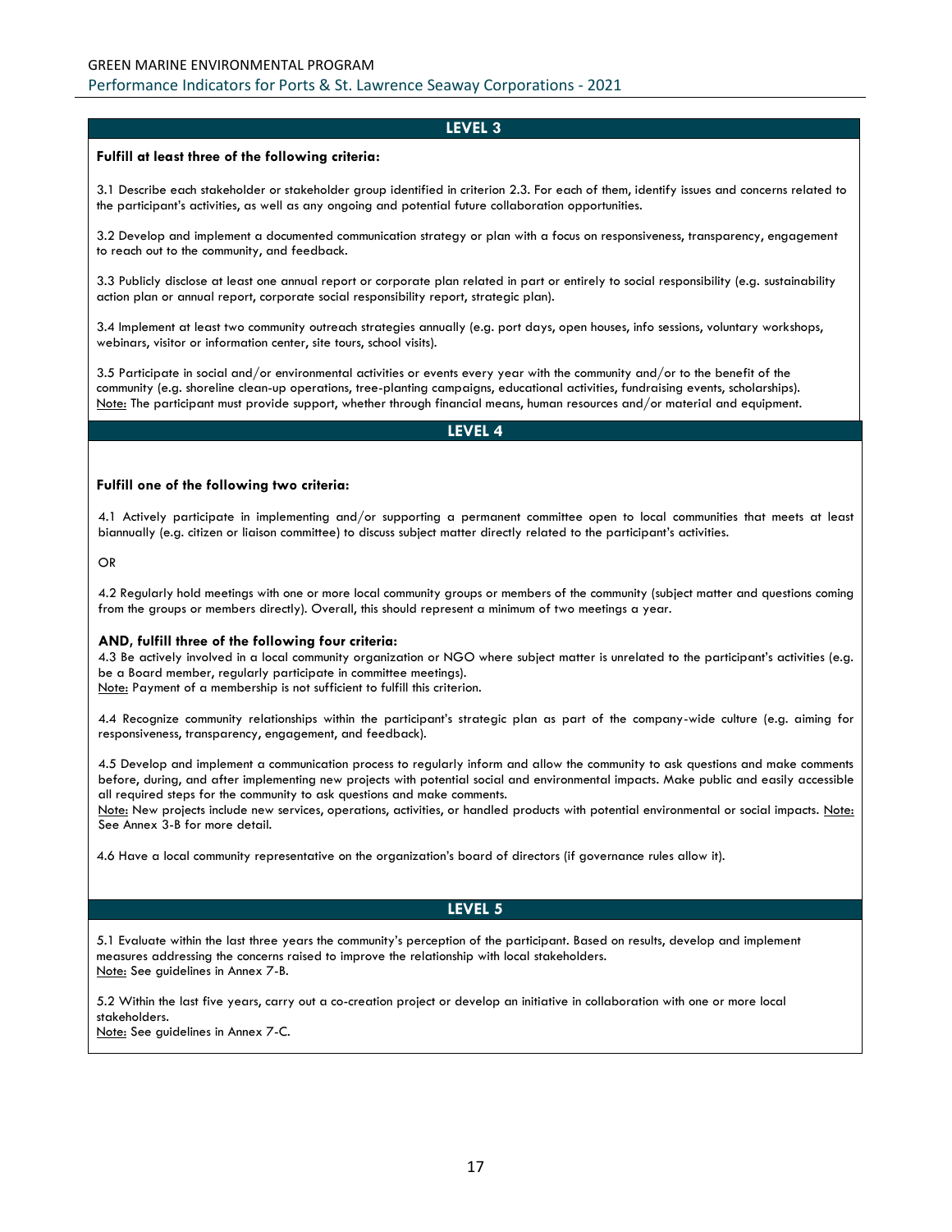## LEVEL 3

**Fulfill at least three of the following criteria:**

3.1 Describe each stakeholder or stakeholder group identified in criterion 2.3. For each of them, identify issues and concerns related to the participant's activities, as well as any ongoing and potential future collaboration opportunities.

3.2 Develop and implement a documented communication strategy or plan with a focus on responsiveness, transparency, engagement to reach out to the community, and feedback.

3.3 Publicly disclose at least one annual report or corporate plan related in part or entirely to social responsibility (e.g. sustainability action plan or annual report, corporate social responsibility report, strategic plan).

3.4 Implement at least two community outreach strategies annually (e.g. port days, open houses, info sessions, voluntary workshops, webinars, visitor or information center, site tours, school visits).

3.5 Participate in social and/or environmental activities or events every year with the community and/or to the benefit of the community (e.g. shoreline clean-up operations, tree-planting campaigns, educational activities, fundraising events, scholarships).
Note: The participant must provide support, whether through financial means, human resources and/or material and equipment.

## LEVEL 4

**Fulfill one of the following two criteria:**

4.1 Actively participate in implementing and/or supporting a permanent committee open to local communities that meets at least biannually (e.g. citizen or liaison committee) to discuss subject matter directly related to the participant's activities.

OR

4.2 Regularly hold meetings with one or more local community groups or members of the community (subject matter and questions coming from the groups or members directly). Overall, this should represent a minimum of two meetings a year.

**AND, fulfill three of the following four criteria:**

4.3 Be actively involved in a local community organization or NGO where subject matter is unrelated to the participant's activities (e.g. be a Board member, regularly participate in committee meetings).
Note: Payment of a membership is not sufficient to fulfill this criterion.

4.4 Recognize community relationships within the participant's strategic plan as part of the company-wide culture (e.g. aiming for responsiveness, transparency, engagement, and feedback).

4.5 Develop and implement a communication process to regularly inform and allow the community to ask questions and make comments before, during, and after implementing new projects with potential social and environmental impacts. Make public and easily accessible all required steps for the community to ask questions and make comments.
Note: New projects include new services, operations, activities, or handled products with potential environmental or social impacts. Note: See Annex 3-B for more detail.

4.6 Have a local community representative on the organization's board of directors (if governance rules allow it).

## LEVEL 5

5.1 Evaluate within the last three years the community's perception of the participant. Based on results, develop and implement measures addressing the concerns raised to improve the relationship with local stakeholders.
Note: See guidelines in Annex 7-B.

5.2 Within the last five years, carry out a co-creation project or develop an initiative in collaboration with one or more local stakeholders.
Note: See guidelines in Annex 7-C.